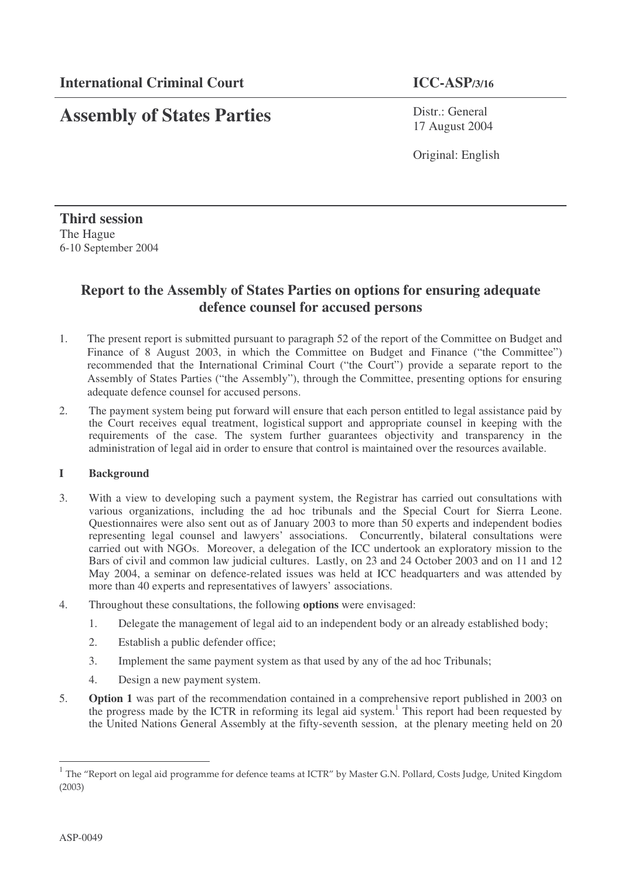**International Criminal Court** **ICC-ASP/3/16**

# Assembly of States Parties

Distr.: General
17 August 2004

Original: English

**Third session**
The Hague
6-10 September 2004

## Report to the Assembly of States Parties on options for ensuring adequate defence counsel for accused persons

1. The present report is submitted pursuant to paragraph 52 of the report of the Committee on Budget and Finance of 8 August 2003, in which the Committee on Budget and Finance ("the Committee") recommended that the International Criminal Court ("the Court") provide a separate report to the Assembly of States Parties ("the Assembly"), through the Committee, presenting options for ensuring adequate defence counsel for accused persons.

2. The payment system being put forward will ensure that each person entitled to legal assistance paid by the Court receives equal treatment, logistical support and appropriate counsel in keeping with the requirements of the case. The system further guarantees objectivity and transparency in the administration of legal aid in order to ensure that control is maintained over the resources available.

### I Background

3. With a view to developing such a payment system, the Registrar has carried out consultations with various organizations, including the ad hoc tribunals and the Special Court for Sierra Leone. Questionnaires were also sent out as of January 2003 to more than 50 experts and independent bodies representing legal counsel and lawyers' associations. Concurrently, bilateral consultations were carried out with NGOs. Moreover, a delegation of the ICC undertook an exploratory mission to the Bars of civil and common law judicial cultures. Lastly, on 23 and 24 October 2003 and on 11 and 12 May 2004, a seminar on defence-related issues was held at ICC headquarters and was attended by more than 40 experts and representatives of lawyers' associations.

4. Throughout these consultations, the following **options** were envisaged:

    1. Delegate the management of legal aid to an independent body or an already established body;
    2. Establish a public defender office;
    3. Implement the same payment system as that used by any of the ad hoc Tribunals;
    4. Design a new payment system.

5. **Option 1** was part of the recommendation contained in a comprehensive report published in 2003 on the progress made by the ICTR in reforming its legal aid system.[1] This report had been requested by the United Nations General Assembly at the fifty-seventh session, at the plenary meeting held on 20

[1] The "Report on legal aid programme for defence teams at ICTR" by Master G.N. Pollard, Costs Judge, United Kingdom (2003)

ASP-0049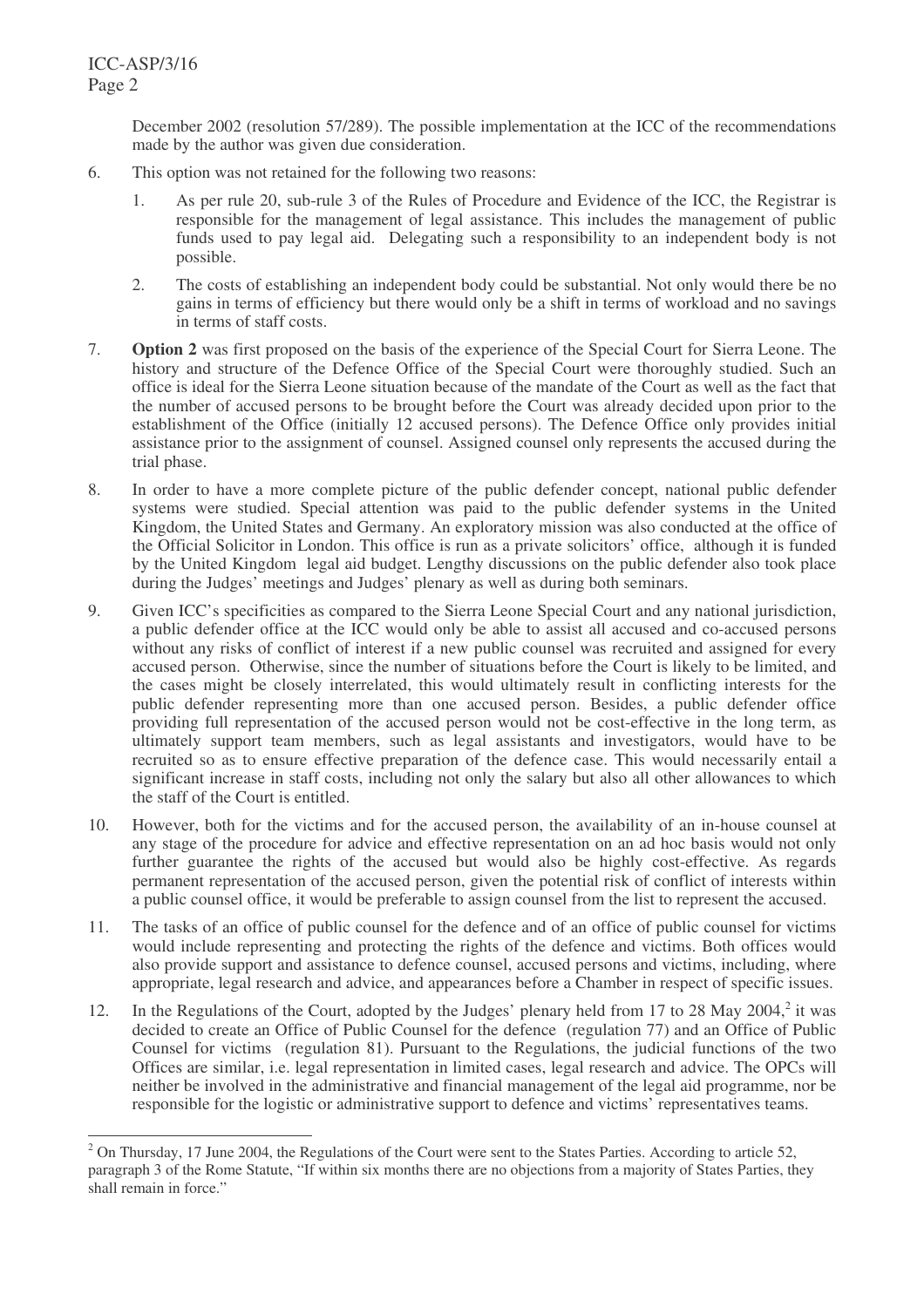December 2002 (resolution 57/289). The possible implementation at the ICC of the recommendations made by the author was given due consideration.

6. This option was not retained for the following two reasons:

   1. As per rule 20, sub-rule 3 of the Rules of Procedure and Evidence of the ICC, the Registrar is responsible for the management of legal assistance. This includes the management of public funds used to pay legal aid. Delegating such a responsibility to an independent body is not possible.

   2. The costs of establishing an independent body could be substantial. Not only would there be no gains in terms of efficiency but there would only be a shift in terms of workload and no savings in terms of staff costs.

7. **Option 2** was first proposed on the basis of the experience of the Special Court for Sierra Leone. The history and structure of the Defence Office of the Special Court were thoroughly studied. Such an office is ideal for the Sierra Leone situation because of the mandate of the Court as well as the fact that the number of accused persons to be brought before the Court was already decided upon prior to the establishment of the Office (initially 12 accused persons). The Defence Office only provides initial assistance prior to the assignment of counsel. Assigned counsel only represents the accused during the trial phase.

8. In order to have a more complete picture of the public defender concept, national public defender systems were studied. Special attention was paid to the public defender systems in the United Kingdom, the United States and Germany. An exploratory mission was also conducted at the office of the Official Solicitor in London. This office is run as a private solicitors' office, although it is funded by the United Kingdom legal aid budget. Lengthy discussions on the public defender also took place during the Judges' meetings and Judges' plenary as well as during both seminars.

9. Given ICC's specificities as compared to the Sierra Leone Special Court and any national jurisdiction, a public defender office at the ICC would only be able to assist all accused and co-accused persons without any risks of conflict of interest if a new public counsel was recruited and assigned for every accused person. Otherwise, since the number of situations before the Court is likely to be limited, and the cases might be closely interrelated, this would ultimately result in conflicting interests for the public defender representing more than one accused person. Besides, a public defender office providing full representation of the accused person would not be cost-effective in the long term, as ultimately support team members, such as legal assistants and investigators, would have to be recruited so as to ensure effective preparation of the defence case. This would necessarily entail a significant increase in staff costs, including not only the salary but also all other allowances to which the staff of the Court is entitled.

10. However, both for the victims and for the accused person, the availability of an in-house counsel at any stage of the procedure for advice and effective representation on an ad hoc basis would not only further guarantee the rights of the accused but would also be highly cost-effective. As regards permanent representation of the accused person, given the potential risk of conflict of interests within a public counsel office, it would be preferable to assign counsel from the list to represent the accused.

11. The tasks of an office of public counsel for the defence and of an office of public counsel for victims would include representing and protecting the rights of the defence and victims. Both offices would also provide support and assistance to defence counsel, accused persons and victims, including, where appropriate, legal research and advice, and appearances before a Chamber in respect of specific issues.

12. In the Regulations of the Court, adopted by the Judges' plenary held from 17 to 28 May 2004,[2] it was decided to create an Office of Public Counsel for the defence (regulation 77) and an Office of Public Counsel for victims (regulation 81). Pursuant to the Regulations, the judicial functions of the two Offices are similar, i.e. legal representation in limited cases, legal research and advice. The OPCs will neither be involved in the administrative and financial management of the legal aid programme, nor be responsible for the logistic or administrative support to defence and victims' representatives teams.

[2] On Thursday, 17 June 2004, the Regulations of the Court were sent to the States Parties. According to article 52, paragraph 3 of the Rome Statute, "If within six months there are no objections from a majority of States Parties, they shall remain in force."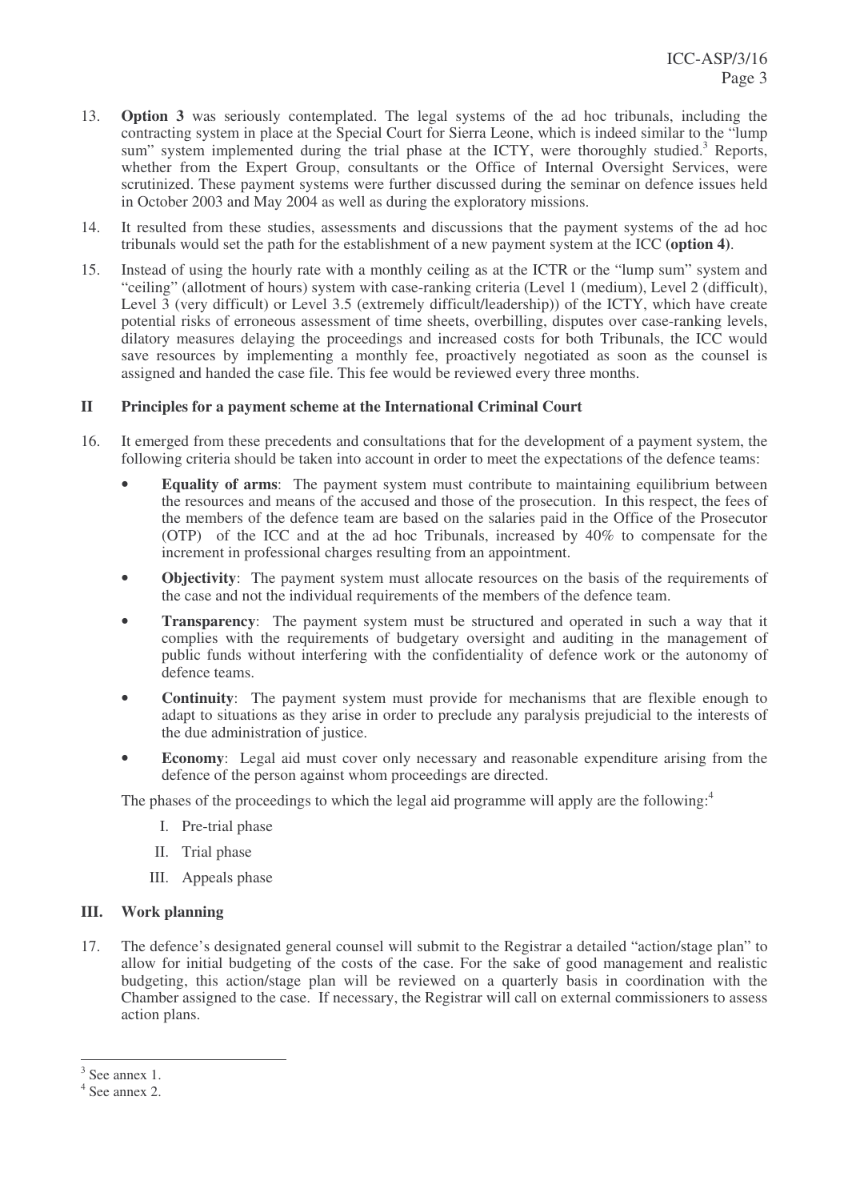13. **Option 3** was seriously contemplated. The legal systems of the ad hoc tribunals, including the contracting system in place at the Special Court for Sierra Leone, which is indeed similar to the "lump sum" system implemented during the trial phase at the ICTY, were thoroughly studied.[3] Reports, whether from the Expert Group, consultants or the Office of Internal Oversight Services, were scrutinized. These payment systems were further discussed during the seminar on defence issues held in October 2003 and May 2004 as well as during the exploratory missions.

14. It resulted from these studies, assessments and discussions that the payment systems of the ad hoc tribunals would set the path for the establishment of a new payment system at the ICC **(option 4)**.

15. Instead of using the hourly rate with a monthly ceiling as at the ICTR or the "lump sum" system and "ceiling" (allotment of hours) system with case-ranking criteria (Level 1 (medium), Level 2 (difficult), Level 3 (very difficult) or Level 3.5 (extremely difficult/leadership)) of the ICTY, which have create potential risks of erroneous assessment of time sheets, overbilling, disputes over case-ranking levels, dilatory measures delaying the proceedings and increased costs for both Tribunals, the ICC would save resources by implementing a monthly fee, proactively negotiated as soon as the counsel is assigned and handed the case file. This fee would be reviewed every three months.

## II Principles for a payment scheme at the International Criminal Court

16. It emerged from these precedents and consultations that for the development of a payment system, the following criteria should be taken into account in order to meet the expectations of the defence teams:

   - **Equality of arms**: The payment system must contribute to maintaining equilibrium between the resources and means of the accused and those of the prosecution. In this respect, the fees of the members of the defence team are based on the salaries paid in the Office of the Prosecutor (OTP) of the ICC and at the ad hoc Tribunals, increased by 40% to compensate for the increment in professional charges resulting from an appointment.
   - **Objectivity**: The payment system must allocate resources on the basis of the requirements of the case and not the individual requirements of the members of the defence team.
   - **Transparency**: The payment system must be structured and operated in such a way that it complies with the requirements of budgetary oversight and auditing in the management of public funds without interfering with the confidentiality of defence work or the autonomy of defence teams.
   - **Continuity**: The payment system must provide for mechanisms that are flexible enough to adapt to situations as they arise in order to preclude any paralysis prejudicial to the interests of the due administration of justice.
   - **Economy**: Legal aid must cover only necessary and reasonable expenditure arising from the defence of the person against whom proceedings are directed.

   The phases of the proceedings to which the legal aid programme will apply are the following:[4]

   I. Pre-trial phase

   II. Trial phase

   III. Appeals phase

## III. Work planning

17. The defence's designated general counsel will submit to the Registrar a detailed "action/stage plan" to allow for initial budgeting of the costs of the case. For the sake of good management and realistic budgeting, this action/stage plan will be reviewed on a quarterly basis in coordination with the Chamber assigned to the case. If necessary, the Registrar will call on external commissioners to assess action plans.

---

[3] See annex 1.

[4] See annex 2.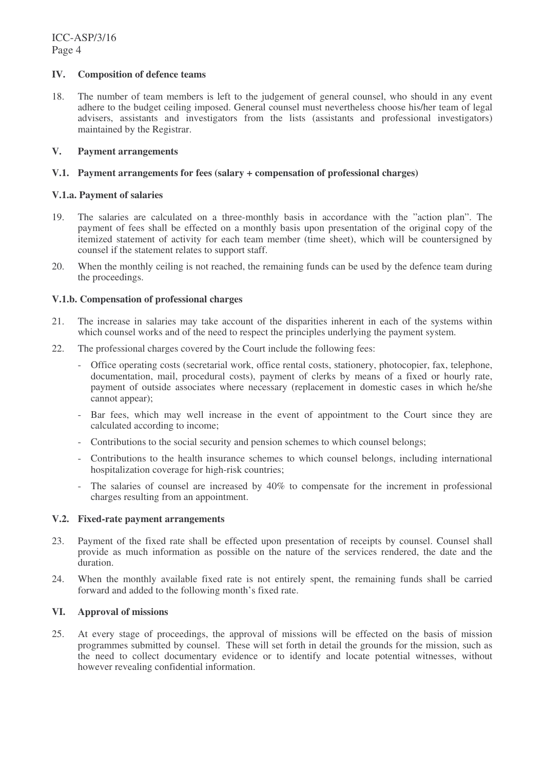## IV. Composition of defence teams

18. The number of team members is left to the judgement of general counsel, who should in any event adhere to the budget ceiling imposed. General counsel must nevertheless choose his/her team of legal advisers, assistants and investigators from the lists (assistants and professional investigators) maintained by the Registrar.

## V. Payment arrangements

### V.1. Payment arrangements for fees (salary + compensation of professional charges)

#### V.1.a. Payment of salaries

19. The salaries are calculated on a three-monthly basis in accordance with the "action plan". The payment of fees shall be effected on a monthly basis upon presentation of the original copy of the itemized statement of activity for each team member (time sheet), which will be countersigned by counsel if the statement relates to support staff.

20. When the monthly ceiling is not reached, the remaining funds can be used by the defence team during the proceedings.

#### V.1.b. Compensation of professional charges

21. The increase in salaries may take account of the disparities inherent in each of the systems within which counsel works and of the need to respect the principles underlying the payment system.

22. The professional charges covered by the Court include the following fees:

    - Office operating costs (secretarial work, office rental costs, stationery, photocopier, fax, telephone, documentation, mail, procedural costs), payment of clerks by means of a fixed or hourly rate, payment of outside associates where necessary (replacement in domestic cases in which he/she cannot appear);
    - Bar fees, which may well increase in the event of appointment to the Court since they are calculated according to income;
    - Contributions to the social security and pension schemes to which counsel belongs;
    - Contributions to the health insurance schemes to which counsel belongs, including international hospitalization coverage for high-risk countries;
    - The salaries of counsel are increased by 40% to compensate for the increment in professional charges resulting from an appointment.

### V.2. Fixed-rate payment arrangements

23. Payment of the fixed rate shall be effected upon presentation of receipts by counsel. Counsel shall provide as much information as possible on the nature of the services rendered, the date and the duration.

24. When the monthly available fixed rate is not entirely spent, the remaining funds shall be carried forward and added to the following month's fixed rate.

## VI. Approval of missions

25. At every stage of proceedings, the approval of missions will be effected on the basis of mission programmes submitted by counsel. These will set forth in detail the grounds for the mission, such as the need to collect documentary evidence or to identify and locate potential witnesses, without however revealing confidential information.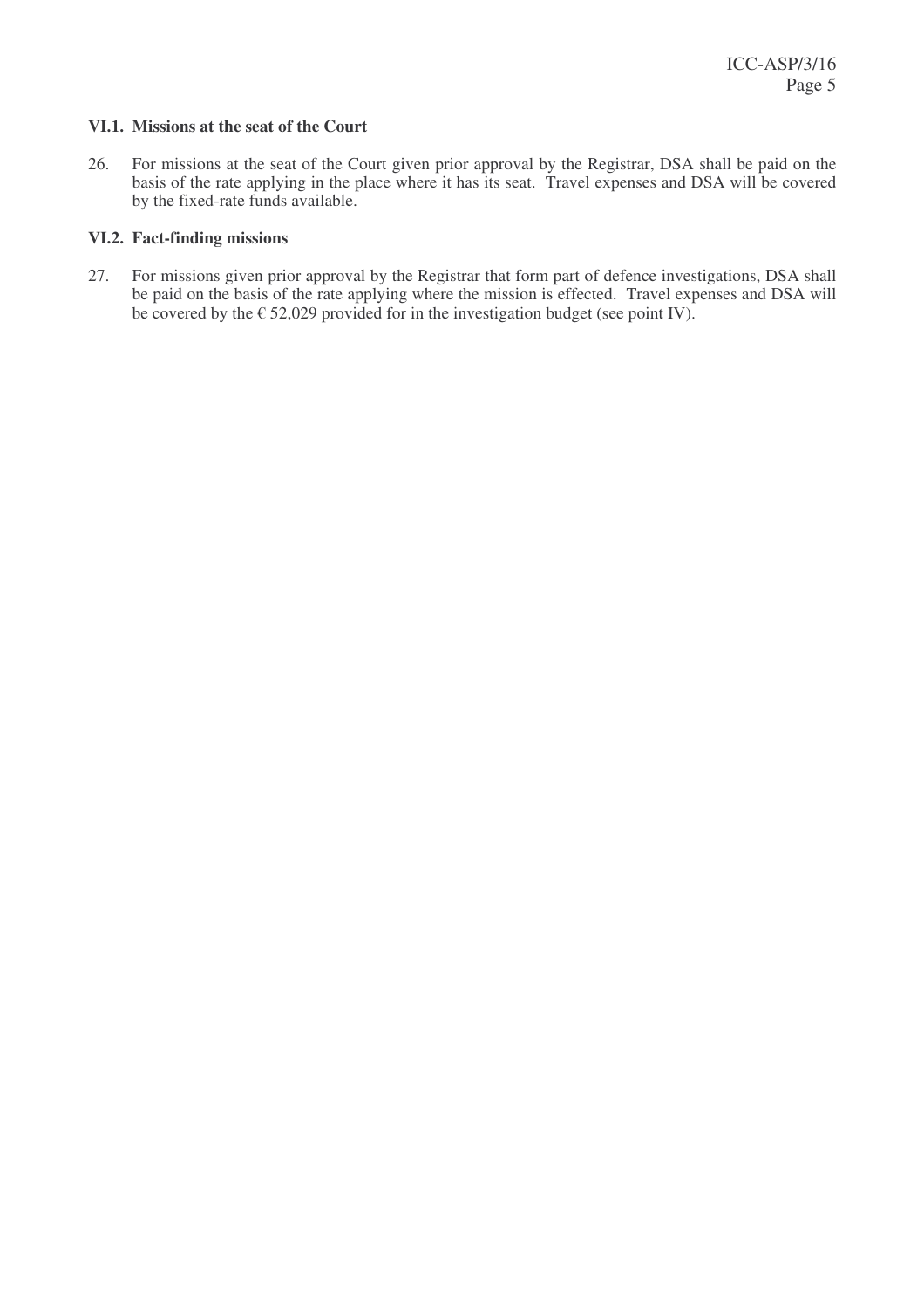### VI.1. Missions at the seat of the Court

26. For missions at the seat of the Court given prior approval by the Registrar, DSA shall be paid on the basis of the rate applying in the place where it has its seat. Travel expenses and DSA will be covered by the fixed-rate funds available.

### VI.2. Fact-finding missions

27. For missions given prior approval by the Registrar that form part of defence investigations, DSA shall be paid on the basis of the rate applying where the mission is effected. Travel expenses and DSA will be covered by the € 52,029 provided for in the investigation budget (see point IV).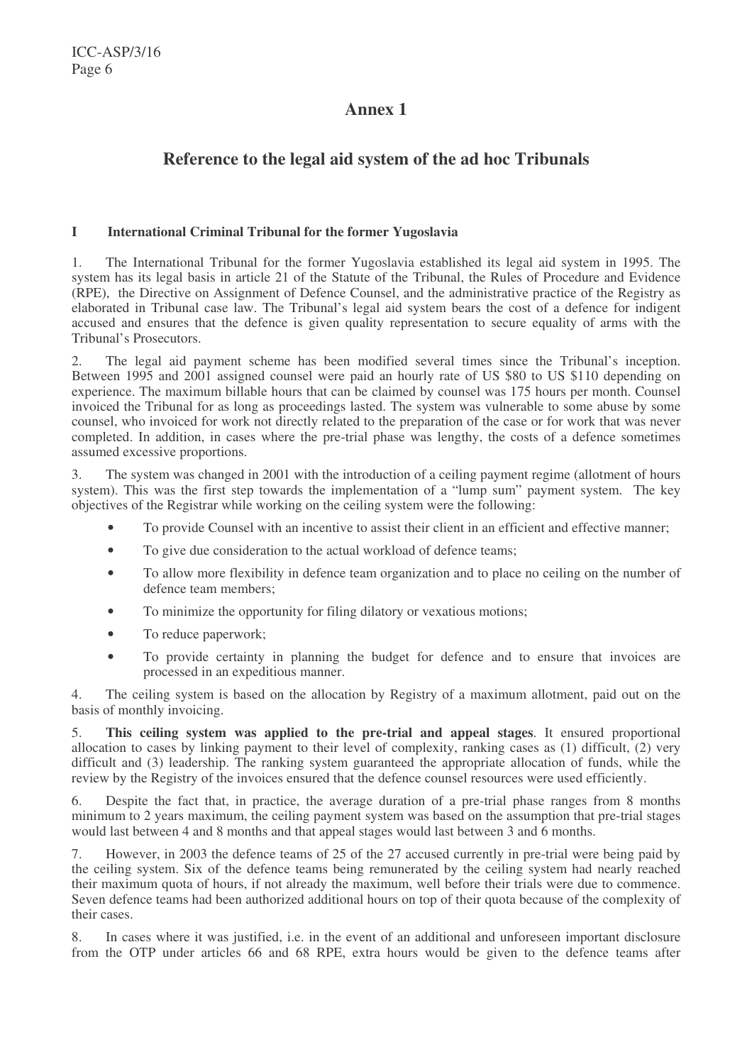# Annex 1

## Reference to the legal aid system of the ad hoc Tribunals

### I International Criminal Tribunal for the former Yugoslavia

1. The International Tribunal for the former Yugoslavia established its legal aid system in 1995. The system has its legal basis in article 21 of the Statute of the Tribunal, the Rules of Procedure and Evidence (RPE), the Directive on Assignment of Defence Counsel, and the administrative practice of the Registry as elaborated in Tribunal case law. The Tribunal's legal aid system bears the cost of a defence for indigent accused and ensures that the defence is given quality representation to secure equality of arms with the Tribunal's Prosecutors.

2. The legal aid payment scheme has been modified several times since the Tribunal's inception. Between 1995 and 2001 assigned counsel were paid an hourly rate of US $80 to US $110 depending on experience. The maximum billable hours that can be claimed by counsel was 175 hours per month. Counsel invoiced the Tribunal for as long as proceedings lasted. The system was vulnerable to some abuse by some counsel, who invoiced for work not directly related to the preparation of the case or for work that was never completed. In addition, in cases where the pre-trial phase was lengthy, the costs of a defence sometimes assumed excessive proportions.

3. The system was changed in 2001 with the introduction of a ceiling payment regime (allotment of hours system). This was the first step towards the implementation of a "lump sum" payment system. The key objectives of the Registrar while working on the ceiling system were the following:

- To provide Counsel with an incentive to assist their client in an efficient and effective manner;
- To give due consideration to the actual workload of defence teams;
- To allow more flexibility in defence team organization and to place no ceiling on the number of defence team members;
- To minimize the opportunity for filing dilatory or vexatious motions;
- To reduce paperwork;
- To provide certainty in planning the budget for defence and to ensure that invoices are processed in an expeditious manner.

4. The ceiling system is based on the allocation by Registry of a maximum allotment, paid out on the basis of monthly invoicing.

5. **This ceiling system was applied to the pre-trial and appeal stages**. It ensured proportional allocation to cases by linking payment to their level of complexity, ranking cases as (1) difficult, (2) very difficult and (3) leadership. The ranking system guaranteed the appropriate allocation of funds, while the review by the Registry of the invoices ensured that the defence counsel resources were used efficiently.

6. Despite the fact that, in practice, the average duration of a pre-trial phase ranges from 8 months minimum to 2 years maximum, the ceiling payment system was based on the assumption that pre-trial stages would last between 4 and 8 months and that appeal stages would last between 3 and 6 months.

7. However, in 2003 the defence teams of 25 of the 27 accused currently in pre-trial were being paid by the ceiling system. Six of the defence teams being remunerated by the ceiling system had nearly reached their maximum quota of hours, if not already the maximum, well before their trials were due to commence. Seven defence teams had been authorized additional hours on top of their quota because of the complexity of their cases.

8. In cases where it was justified, i.e. in the event of an additional and unforeseen important disclosure from the OTP under articles 66 and 68 RPE, extra hours would be given to the defence teams after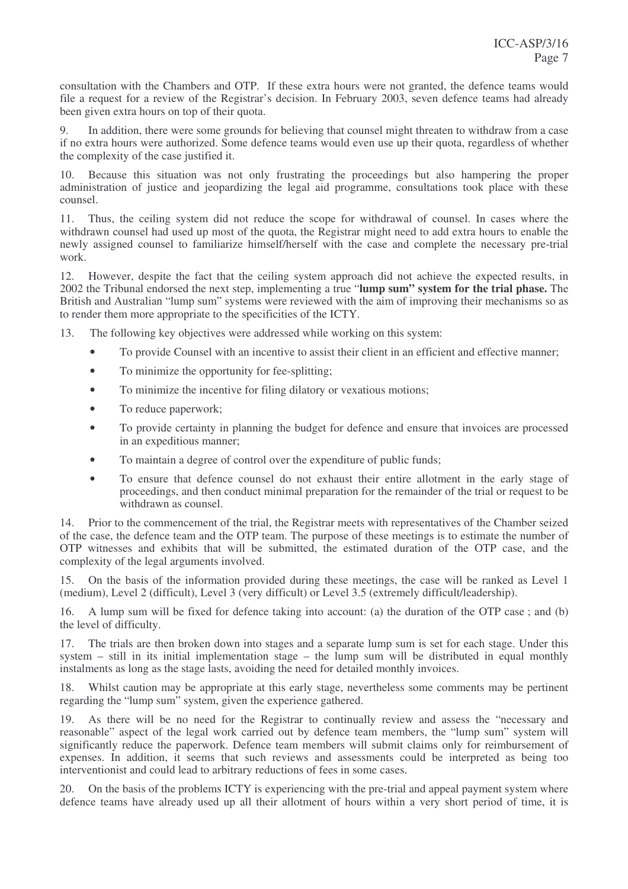consultation with the Chambers and OTP. If these extra hours were not granted, the defence teams would file a request for a review of the Registrar's decision. In February 2003, seven defence teams had already been given extra hours on top of their quota.

9. In addition, there were some grounds for believing that counsel might threaten to withdraw from a case if no extra hours were authorized. Some defence teams would even use up their quota, regardless of whether the complexity of the case justified it.

10. Because this situation was not only frustrating the proceedings but also hampering the proper administration of justice and jeopardizing the legal aid programme, consultations took place with these counsel.

11. Thus, the ceiling system did not reduce the scope for withdrawal of counsel. In cases where the withdrawn counsel had used up most of the quota, the Registrar might need to add extra hours to enable the newly assigned counsel to familiarize himself/herself with the case and complete the necessary pre-trial work.

12. However, despite the fact that the ceiling system approach did not achieve the expected results, in 2002 the Tribunal endorsed the next step, implementing a true "**lump sum" system for the trial phase.** The British and Australian "lump sum" systems were reviewed with the aim of improving their mechanisms so as to render them more appropriate to the specificities of the ICTY.

13. The following key objectives were addressed while working on this system:

- To provide Counsel with an incentive to assist their client in an efficient and effective manner;
- To minimize the opportunity for fee-splitting;
- To minimize the incentive for filing dilatory or vexatious motions;
- To reduce paperwork;
- To provide certainty in planning the budget for defence and ensure that invoices are processed in an expeditious manner;
- To maintain a degree of control over the expenditure of public funds;
- To ensure that defence counsel do not exhaust their entire allotment in the early stage of proceedings, and then conduct minimal preparation for the remainder of the trial or request to be withdrawn as counsel.

14. Prior to the commencement of the trial, the Registrar meets with representatives of the Chamber seized of the case, the defence team and the OTP team. The purpose of these meetings is to estimate the number of OTP witnesses and exhibits that will be submitted, the estimated duration of the OTP case, and the complexity of the legal arguments involved.

15. On the basis of the information provided during these meetings, the case will be ranked as Level 1 (medium), Level 2 (difficult), Level 3 (very difficult) or Level 3.5 (extremely difficult/leadership).

16. A lump sum will be fixed for defence taking into account: (a) the duration of the OTP case ; and (b) the level of difficulty.

17. The trials are then broken down into stages and a separate lump sum is set for each stage. Under this system – still in its initial implementation stage – the lump sum will be distributed in equal monthly instalments as long as the stage lasts, avoiding the need for detailed monthly invoices.

18. Whilst caution may be appropriate at this early stage, nevertheless some comments may be pertinent regarding the "lump sum" system, given the experience gathered.

19. As there will be no need for the Registrar to continually review and assess the "necessary and reasonable" aspect of the legal work carried out by defence team members, the "lump sum" system will significantly reduce the paperwork. Defence team members will submit claims only for reimbursement of expenses. In addition, it seems that such reviews and assessments could be interpreted as being too interventionist and could lead to arbitrary reductions of fees in some cases.

20. On the basis of the problems ICTY is experiencing with the pre-trial and appeal payment system where defence teams have already used up all their allotment of hours within a very short period of time, it is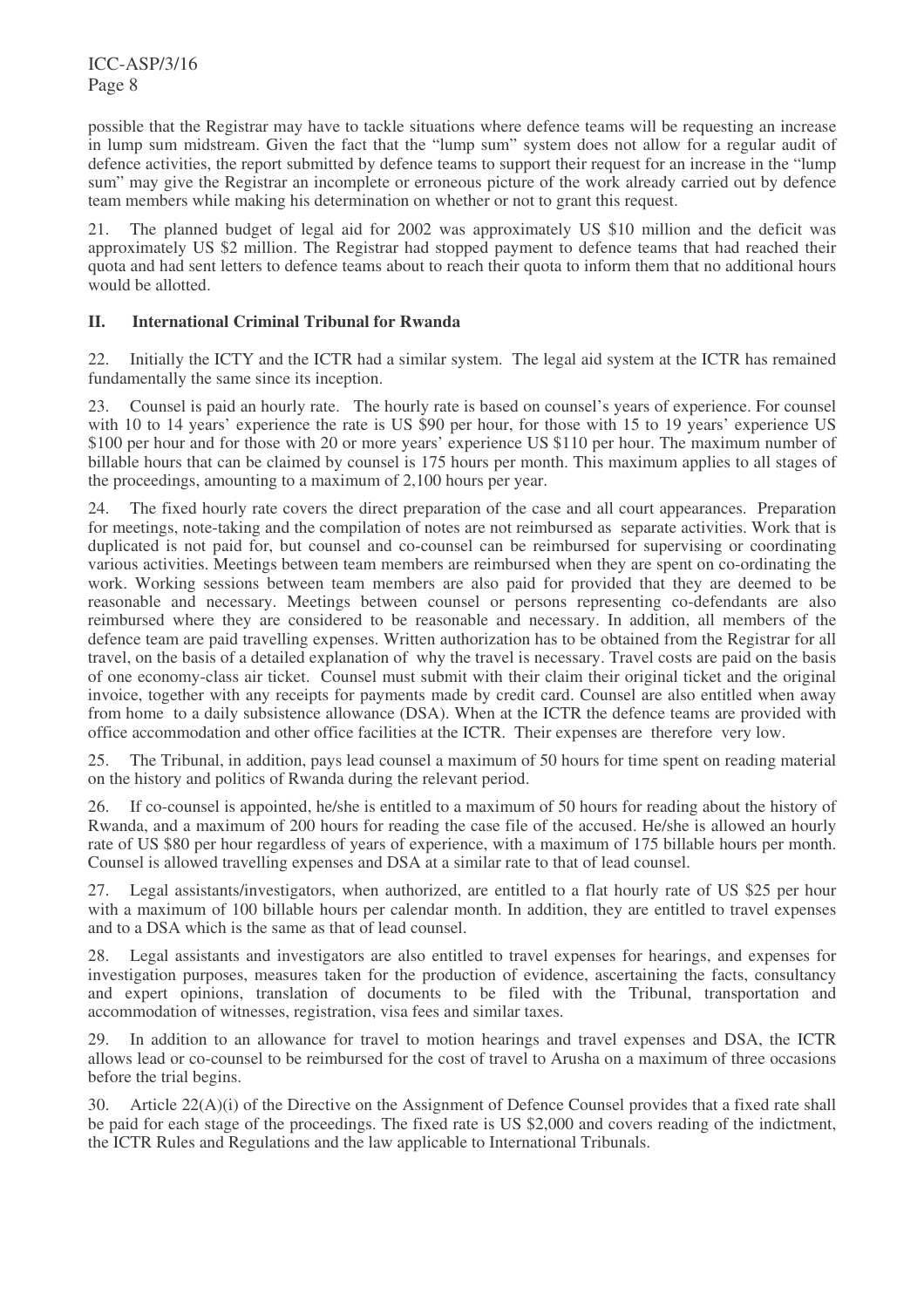possible that the Registrar may have to tackle situations where defence teams will be requesting an increase in lump sum midstream. Given the fact that the "lump sum" system does not allow for a regular audit of defence activities, the report submitted by defence teams to support their request for an increase in the "lump sum" may give the Registrar an incomplete or erroneous picture of the work already carried out by defence team members while making his determination on whether or not to grant this request.

21. The planned budget of legal aid for 2002 was approximately US $10 million and the deficit was approximately US $2 million. The Registrar had stopped payment to defence teams that had reached their quota and had sent letters to defence teams about to reach their quota to inform them that no additional hours would be allotted.

## II. International Criminal Tribunal for Rwanda

22. Initially the ICTY and the ICTR had a similar system. The legal aid system at the ICTR has remained fundamentally the same since its inception.

23. Counsel is paid an hourly rate. The hourly rate is based on counsel's years of experience. For counsel with 10 to 14 years' experience the rate is US $90 per hour, for those with 15 to 19 years' experience US $100 per hour and for those with 20 or more years' experience US $110 per hour. The maximum number of billable hours that can be claimed by counsel is 175 hours per month. This maximum applies to all stages of the proceedings, amounting to a maximum of 2,100 hours per year.

24. The fixed hourly rate covers the direct preparation of the case and all court appearances. Preparation for meetings, note-taking and the compilation of notes are not reimbursed as separate activities. Work that is duplicated is not paid for, but counsel and co-counsel can be reimbursed for supervising or coordinating various activities. Meetings between team members are reimbursed when they are spent on co-ordinating the work. Working sessions between team members are also paid for provided that they are deemed to be reasonable and necessary. Meetings between counsel or persons representing co-defendants are also reimbursed where they are considered to be reasonable and necessary. In addition, all members of the defence team are paid travelling expenses. Written authorization has to be obtained from the Registrar for all travel, on the basis of a detailed explanation of why the travel is necessary. Travel costs are paid on the basis of one economy-class air ticket. Counsel must submit with their claim their original ticket and the original invoice, together with any receipts for payments made by credit card. Counsel are also entitled when away from home to a daily subsistence allowance (DSA). When at the ICTR the defence teams are provided with office accommodation and other office facilities at the ICTR. Their expenses are therefore very low.

25. The Tribunal, in addition, pays lead counsel a maximum of 50 hours for time spent on reading material on the history and politics of Rwanda during the relevant period.

26. If co-counsel is appointed, he/she is entitled to a maximum of 50 hours for reading about the history of Rwanda, and a maximum of 200 hours for reading the case file of the accused. He/she is allowed an hourly rate of US $80 per hour regardless of years of experience, with a maximum of 175 billable hours per month. Counsel is allowed travelling expenses and DSA at a similar rate to that of lead counsel.

27. Legal assistants/investigators, when authorized, are entitled to a flat hourly rate of US $25 per hour with a maximum of 100 billable hours per calendar month. In addition, they are entitled to travel expenses and to a DSA which is the same as that of lead counsel.

28. Legal assistants and investigators are also entitled to travel expenses for hearings, and expenses for investigation purposes, measures taken for the production of evidence, ascertaining the facts, consultancy and expert opinions, translation of documents to be filed with the Tribunal, transportation and accommodation of witnesses, registration, visa fees and similar taxes.

29. In addition to an allowance for travel to motion hearings and travel expenses and DSA, the ICTR allows lead or co-counsel to be reimbursed for the cost of travel to Arusha on a maximum of three occasions before the trial begins.

30. Article 22(A)(i) of the Directive on the Assignment of Defence Counsel provides that a fixed rate shall be paid for each stage of the proceedings. The fixed rate is US $2,000 and covers reading of the indictment, the ICTR Rules and Regulations and the law applicable to International Tribunals.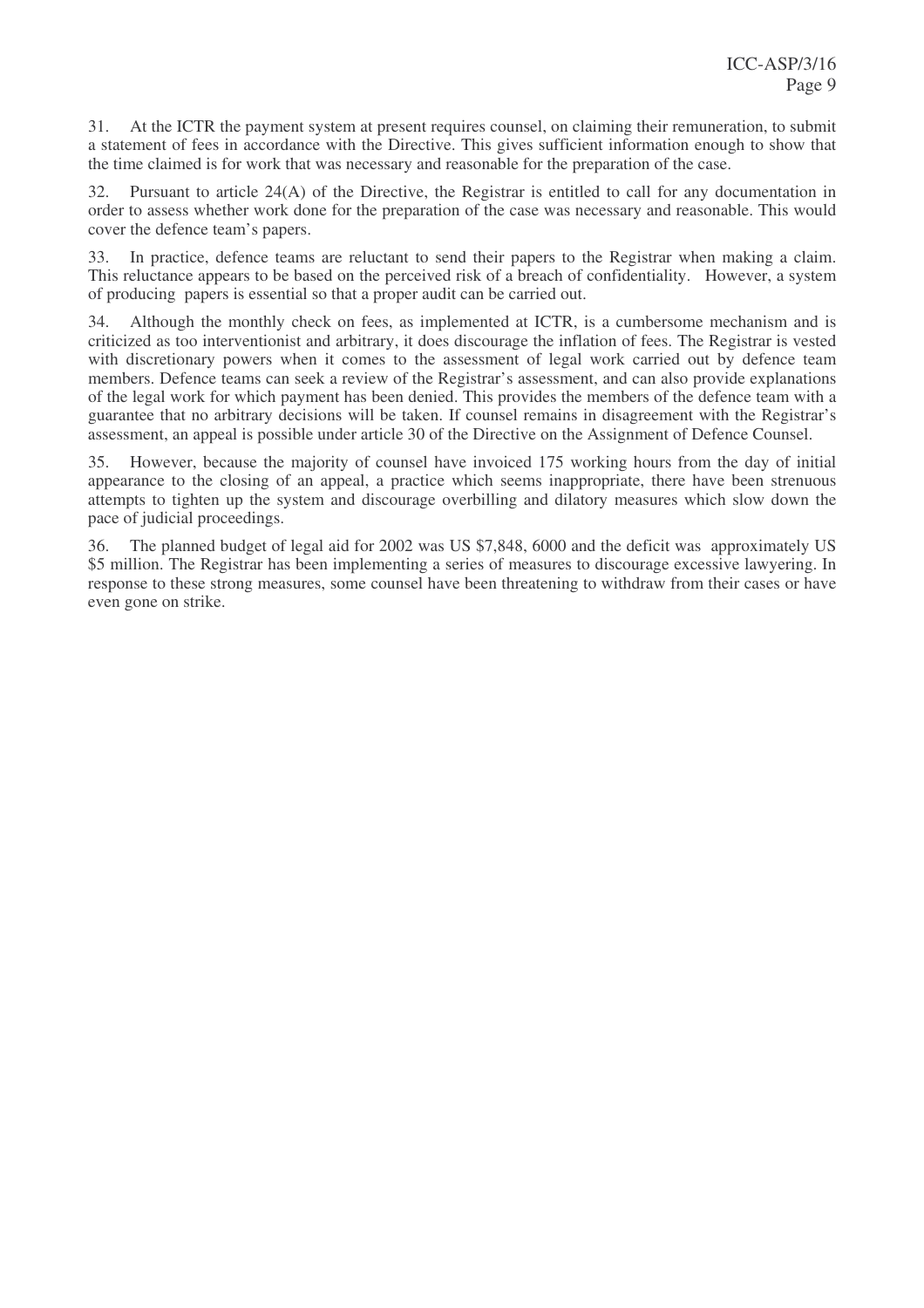31. At the ICTR the payment system at present requires counsel, on claiming their remuneration, to submit a statement of fees in accordance with the Directive. This gives sufficient information enough to show that the time claimed is for work that was necessary and reasonable for the preparation of the case.

32. Pursuant to article 24(A) of the Directive, the Registrar is entitled to call for any documentation in order to assess whether work done for the preparation of the case was necessary and reasonable. This would cover the defence team's papers.

33. In practice, defence teams are reluctant to send their papers to the Registrar when making a claim. This reluctance appears to be based on the perceived risk of a breach of confidentiality. However, a system of producing papers is essential so that a proper audit can be carried out.

34. Although the monthly check on fees, as implemented at ICTR, is a cumbersome mechanism and is criticized as too interventionist and arbitrary, it does discourage the inflation of fees. The Registrar is vested with discretionary powers when it comes to the assessment of legal work carried out by defence team members. Defence teams can seek a review of the Registrar's assessment, and can also provide explanations of the legal work for which payment has been denied. This provides the members of the defence team with a guarantee that no arbitrary decisions will be taken. If counsel remains in disagreement with the Registrar's assessment, an appeal is possible under article 30 of the Directive on the Assignment of Defence Counsel.

35. However, because the majority of counsel have invoiced 175 working hours from the day of initial appearance to the closing of an appeal, a practice which seems inappropriate, there have been strenuous attempts to tighten up the system and discourage overbilling and dilatory measures which slow down the pace of judicial proceedings.

36. The planned budget of legal aid for 2002 was US $7,848, 6000 and the deficit was approximately US $5 million. The Registrar has been implementing a series of measures to discourage excessive lawyering. In response to these strong measures, some counsel have been threatening to withdraw from their cases or have even gone on strike.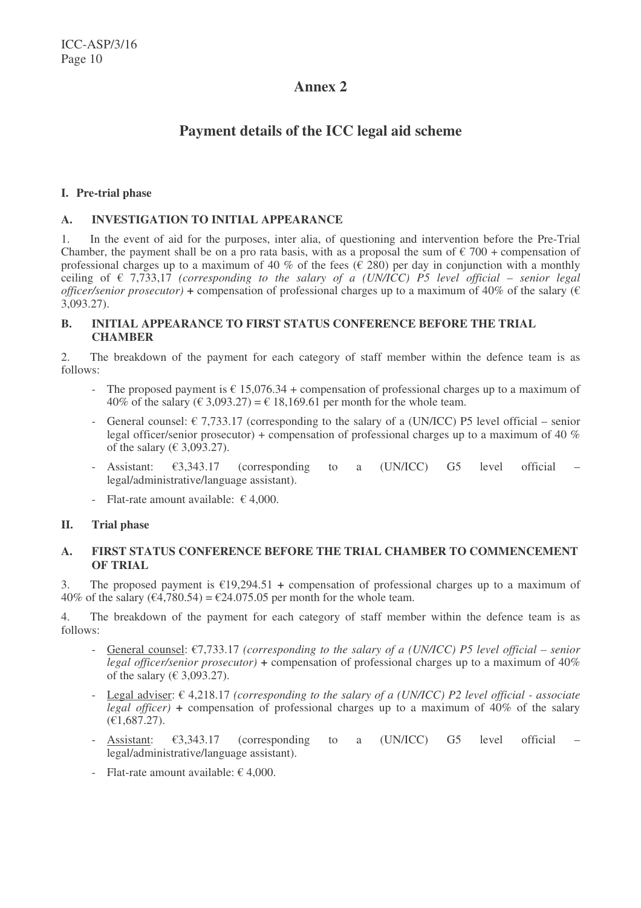# Annex 2

## Payment details of the ICC legal aid scheme

### I. Pre-trial phase

#### A. INVESTIGATION TO INITIAL APPEARANCE

1. In the event of aid for the purposes, inter alia, of questioning and intervention before the Pre-Trial Chamber, the payment shall be on a pro rata basis, with as a proposal the sum of € 700 + compensation of professional charges up to a maximum of 40 % of the fees (€ 280) per day in conjunction with a monthly ceiling of € 7,733,17 *(corresponding to the salary of a (UN/ICC) P5 level official – senior legal officer/senior prosecutor)* + compensation of professional charges up to a maximum of 40% of the salary (€ 3,093.27).

#### B. INITIAL APPEARANCE TO FIRST STATUS CONFERENCE BEFORE THE TRIAL CHAMBER

2. The breakdown of the payment for each category of staff member within the defence team is as follows:

- The proposed payment is € 15,076.34 + compensation of professional charges up to a maximum of 40% of the salary (€ 3,093.27) = € 18,169.61 per month for the whole team.
- General counsel: € 7,733.17 (corresponding to the salary of a (UN/ICC) P5 level official – senior legal officer/senior prosecutor) + compensation of professional charges up to a maximum of 40 % of the salary (€ 3,093.27).
- Assistant: €3,343.17 (corresponding to a (UN/ICC) G5 level official – legal/administrative/language assistant).
- Flat-rate amount available: € 4,000.

### II. Trial phase

#### A. FIRST STATUS CONFERENCE BEFORE THE TRIAL CHAMBER TO COMMENCEMENT OF TRIAL

3. The proposed payment is €19,294.51 + compensation of professional charges up to a maximum of 40% of the salary (€4,780.54) = €24.075.05 per month for the whole team.

4. The breakdown of the payment for each category of staff member within the defence team is as follows:

- General counsel: €7,733.17 *(corresponding to the salary of a (UN/ICC) P5 level official – senior legal officer/senior prosecutor)* + compensation of professional charges up to a maximum of 40% of the salary (€ 3,093.27).
- Legal adviser: € 4,218.17 *(corresponding to the salary of a (UN/ICC) P2 level official - associate legal officer)* + compensation of professional charges up to a maximum of 40% of the salary (€1,687.27).
- Assistant: €3,343.17 (corresponding to a (UN/ICC) G5 level official – legal/administrative/language assistant).
- Flat-rate amount available: € 4,000.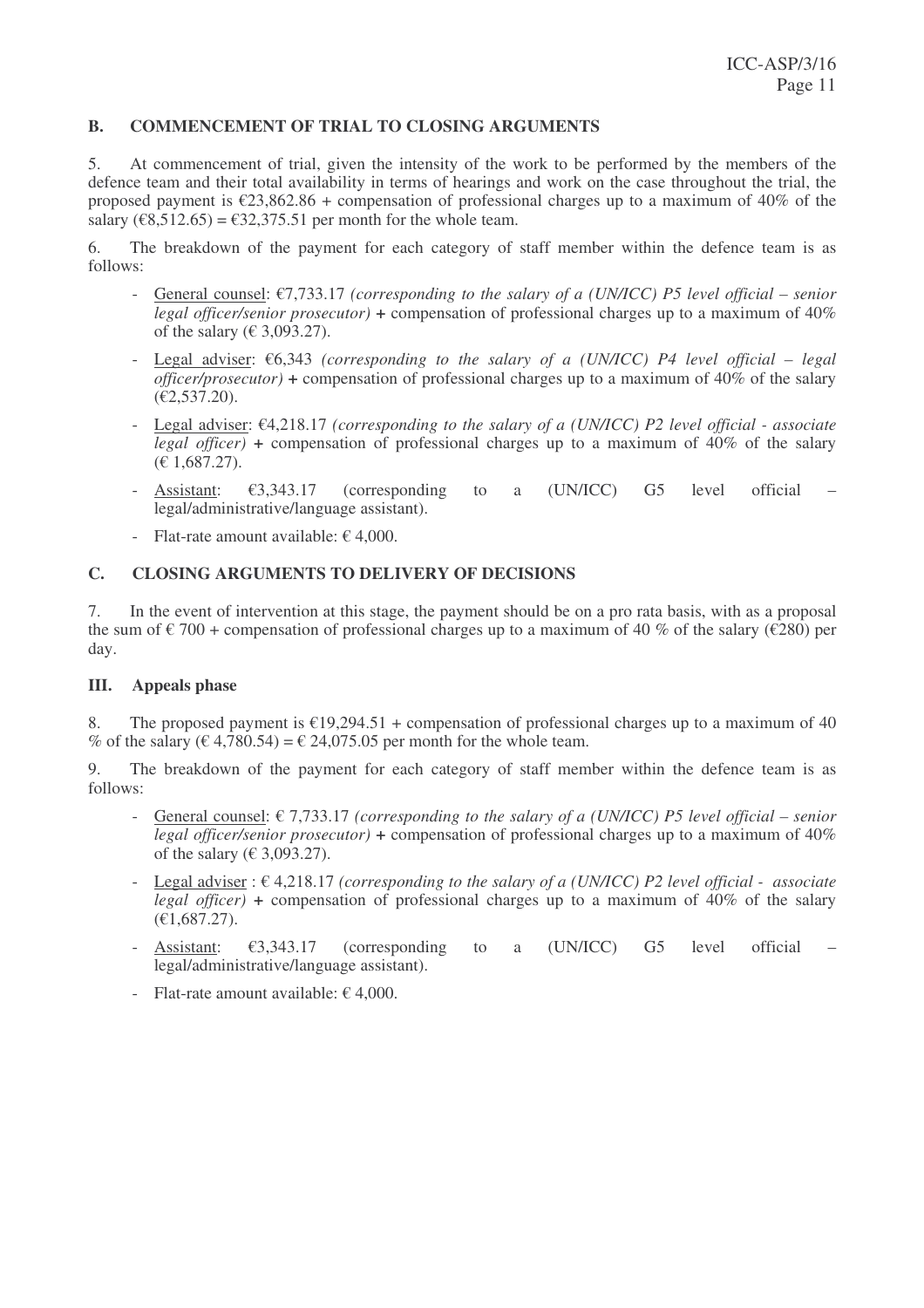### B. COMMENCEMENT OF TRIAL TO CLOSING ARGUMENTS

5. At commencement of trial, given the intensity of the work to be performed by the members of the defence team and their total availability in terms of hearings and work on the case throughout the trial, the proposed payment is €23,862.86 + compensation of professional charges up to a maximum of 40% of the salary (€8,512.65) = €32,375.51 per month for the whole team.

6. The breakdown of the payment for each category of staff member within the defence team is as follows:

- General counsel: €7,733.17 *(corresponding to the salary of a (UN/ICC) P5 level official – senior legal officer/senior prosecutor)* + compensation of professional charges up to a maximum of 40% of the salary (€ 3,093.27).
- Legal adviser: €6,343 *(corresponding to the salary of a (UN/ICC) P4 level official – legal officer/prosecutor)* + compensation of professional charges up to a maximum of 40% of the salary (€2,537.20).
- Legal adviser: €4,218.17 *(corresponding to the salary of a (UN/ICC) P2 level official - associate legal officer)* + compensation of professional charges up to a maximum of 40% of the salary (€ 1,687.27).
- Assistant: €3,343.17 (corresponding to a (UN/ICC) G5 level official – legal/administrative/language assistant).
- Flat-rate amount available: € 4,000.

### C. CLOSING ARGUMENTS TO DELIVERY OF DECISIONS

7. In the event of intervention at this stage, the payment should be on a pro rata basis, with as a proposal the sum of € 700 + compensation of professional charges up to a maximum of 40 % of the salary (€280) per day.

## III. Appeals phase

8. The proposed payment is €19,294.51 + compensation of professional charges up to a maximum of 40 % of the salary (€ 4,780.54) = € 24,075.05 per month for the whole team.

9. The breakdown of the payment for each category of staff member within the defence team is as follows:

- General counsel: € 7,733.17 *(corresponding to the salary of a (UN/ICC) P5 level official – senior legal officer/senior prosecutor)* + compensation of professional charges up to a maximum of 40% of the salary (€ 3,093.27).
- Legal adviser : € 4,218.17 *(corresponding to the salary of a (UN/ICC) P2 level official - associate legal officer)* + compensation of professional charges up to a maximum of 40% of the salary (€1,687.27).
- Assistant: €3,343.17 (corresponding to a (UN/ICC) G5 level official – legal/administrative/language assistant).
- Flat-rate amount available: € 4,000.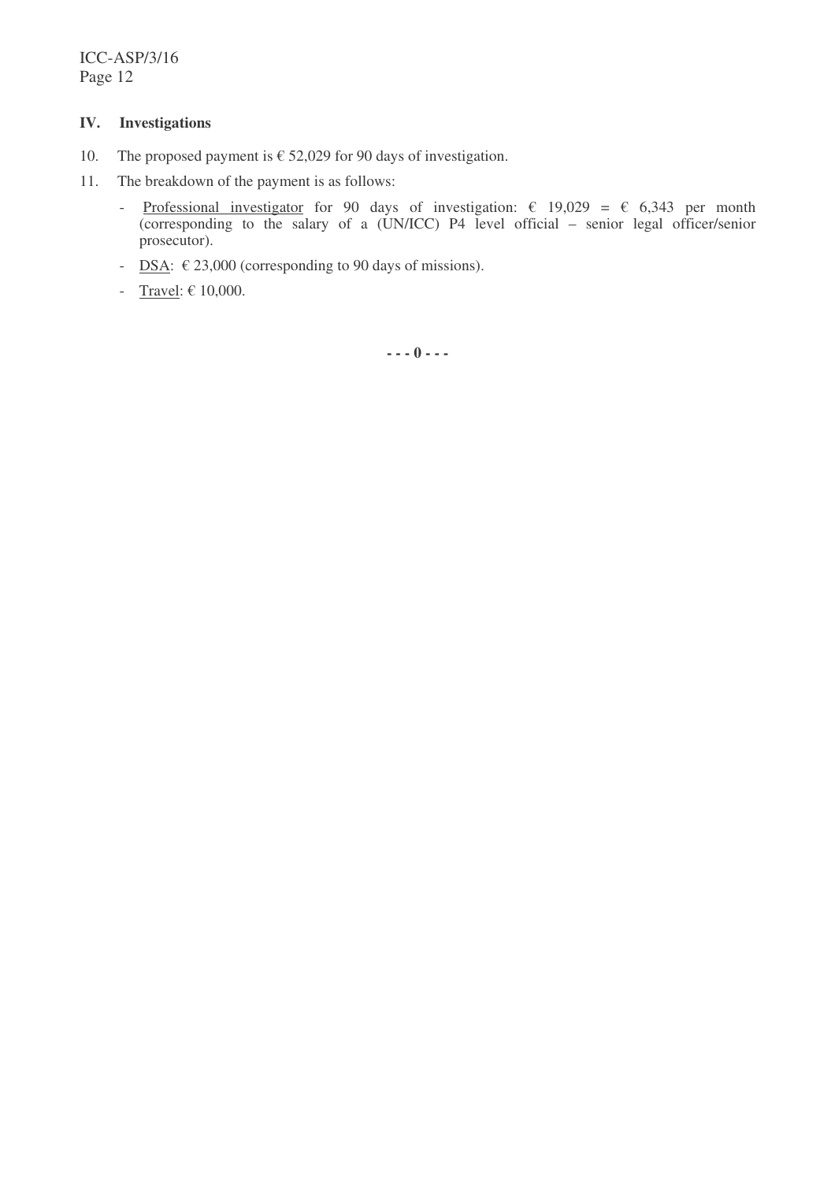## IV. Investigations

10. The proposed payment is € 52,029 for 90 days of investigation.

11. The breakdown of the payment is as follows:

    - Professional investigator for 90 days of investigation: € 19,029 = € 6,343 per month (corresponding to the salary of a (UN/ICC) P4 level official – senior legal officer/senior prosecutor).
    - DSA: € 23,000 (corresponding to 90 days of missions).
    - Travel: € 10,000.

**- - - 0 - - -**